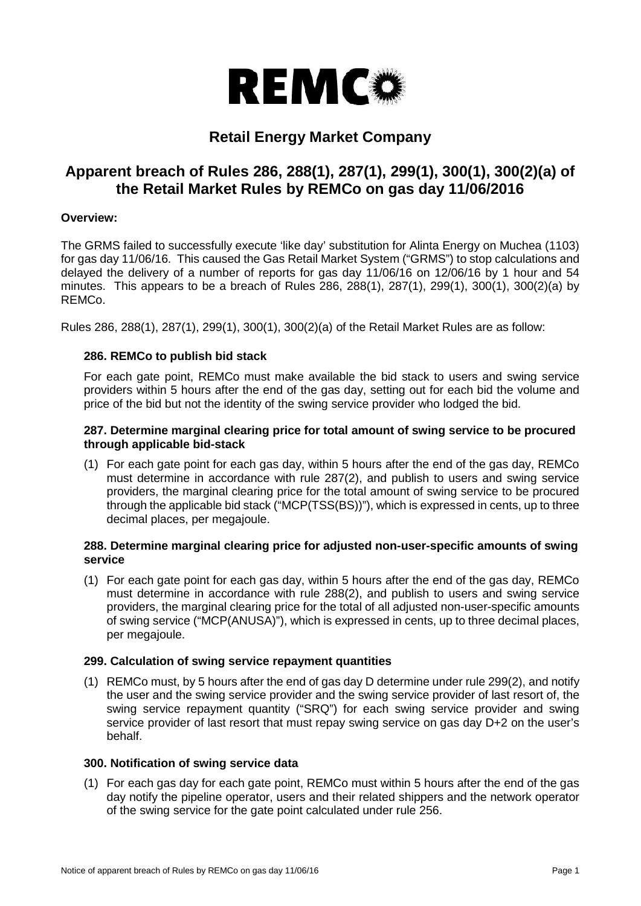# Retail Energy Market Company

## Apparent breach of Rules 286, 288(1), 287(1), 299(1), 300(1), 300(2)(a) of the Retail Market Rules by REMCo on gas day 11/06/2016

**Overview:**

The GRMS failed to successfully execute 'like day' substitution for Alinta Energy on Muchea (1103) for gas day 11/06/16. This caused the Gas Retail Market System ("GRMS") to stop calculations and delayed the delivery of a number of reports for gas day 11/06/16 on 12/06/16 by 1 hour and 54 minutes. This appears to be a breach of Rules 286, 288(1), 287(1), 299(1), 300(1), 300(2)(a) by REMCo.

Rules 286, 288(1), 287(1), 299(1), 300(1), 300(2)(a) of the Retail Market Rules are as follow:

### 286. REMCo to publish bid stack

For each gate point, REMCo must make available the bid stack to users and swing service providers within 5 hours after the end of the gas day, setting out for each bid the volume and price of the bid but not the identity of the swing service provider who lodged the bid.

### 287. Determine marginal clearing price for total amount of swing service to be procured through applicable bid-stack

(1) For each gate point for each gas day, within 5 hours after the end of the gas day, REMCo must determine in accordance with rule 287(2), and publish to users and swing service providers, the marginal clearing price for the total amount of swing service to be procured through the applicable bid stack ("MCP(TSS(BS))"), which is expressed in cents, up to three decimal places, per megajoule.

### 288. Determine marginal clearing price for adjusted non-user-specific amounts of swing service

(1) For each gate point for each gas day, within 5 hours after the end of the gas day, REMCo must determine in accordance with rule 288(2), and publish to users and swing service providers, the marginal clearing price for the total of all adjusted non-user-specific amounts of swing service ("MCP(ANUSA)"), which is expressed in cents, up to three decimal places, per megajoule.

### 299. Calculation of swing service repayment quantities

(1) REMCo must, by 5 hours after the end of gas day D determine under rule 299(2), and notify the user and the swing service provider and the swing service provider of last resort of, the swing service repayment quantity ("SRQ") for each swing service provider and swing service provider of last resort that must repay swing service on gas day D+2 on the user's behalf.

### 300. Notification of swing service data

(1) For each gas day for each gate point, REMCo must within 5 hours after the end of the gas day notify the pipeline operator, users and their related shippers and the network operator of the swing service for the gate point calculated under rule 256.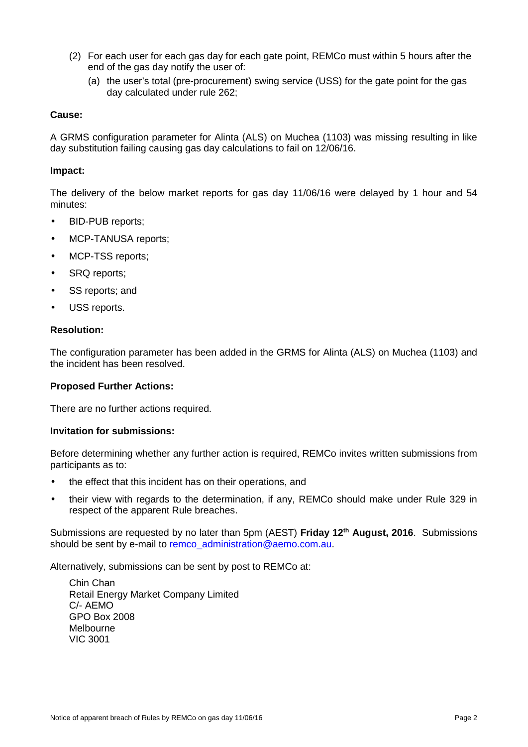(2) For each user for each gas day for each gate point, REMCo must within 5 hours after the end of the gas day notify the user of:

   (a) the user's total (pre-procurement) swing service (USS) for the gate point for the gas day calculated under rule 262;

**Cause:**

A GRMS configuration parameter for Alinta (ALS) on Muchea (1103) was missing resulting in like day substitution failing causing gas day calculations to fail on 12/06/16.

**Impact:**

The delivery of the below market reports for gas day 11/06/16 were delayed by 1 hour and 54 minutes:

- BID-PUB reports;
- MCP-TANUSA reports;
- MCP-TSS reports;
- SRQ reports;
- SS reports; and
- USS reports.

**Resolution:**

The configuration parameter has been added in the GRMS for Alinta (ALS) on Muchea (1103) and the incident has been resolved.

**Proposed Further Actions:**

There are no further actions required.

**Invitation for submissions:**

Before determining whether any further action is required, REMCo invites written submissions from participants as to:

- the effect that this incident has on their operations, and
- their view with regards to the determination, if any, REMCo should make under Rule 329 in respect of the apparent Rule breaches.

Submissions are requested by no later than 5pm (AEST) **Friday 12th August, 2016**. Submissions should be sent by e-mail to remco_administration@aemo.com.au.

Alternatively, submissions can be sent by post to REMCo at:

Chin Chan
Retail Energy Market Company Limited
C/- AEMO
GPO Box 2008
Melbourne
VIC 3001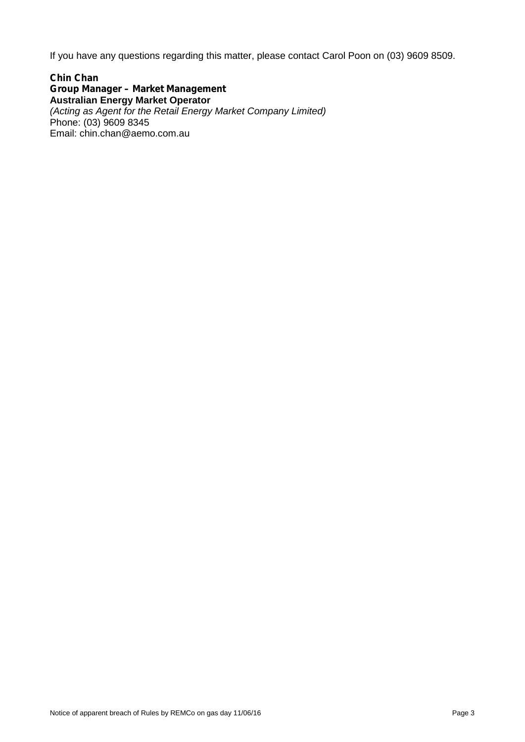If you have any questions regarding this matter, please contact Carol Poon on (03) 9609 8509.

**Chin Chan**
**Group Manager – Market Management**
**Australian Energy Market Operator**
*(Acting as Agent for the Retail Energy Market Company Limited)*
Phone: (03) 9609 8345
Email: chin.chan@aemo.com.au